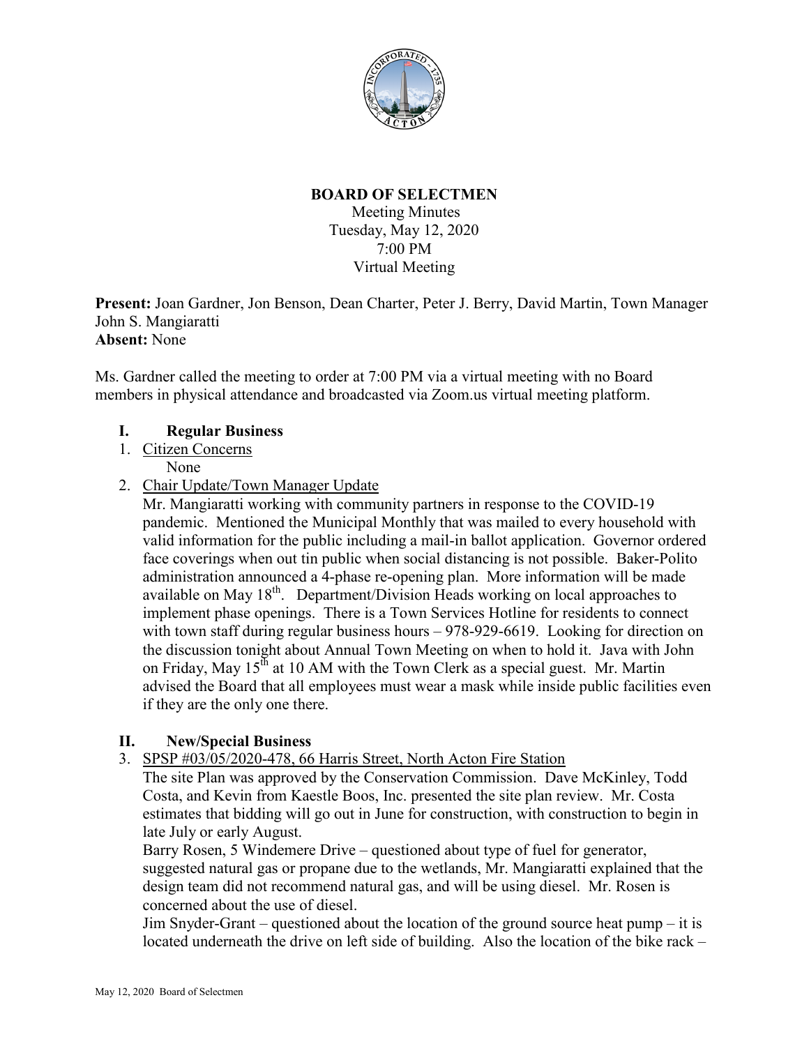# BOARD OF SELECTMEN

Meeting Minutes
Tuesday, May 12, 2020
7:00 PM
Virtual Meeting

**Present:** Joan Gardner, Jon Benson, Dean Charter, Peter J. Berry, David Martin, Town Manager John S. Mangiaratti
**Absent:** None

Ms. Gardner called the meeting to order at 7:00 PM via a virtual meeting with no Board members in physical attendance and broadcasted via Zoom.us virtual meeting platform.

## I. Regular Business

1. Citizen Concerns
   None
2. Chair Update/Town Manager Update
   Mr. Mangiaratti working with community partners in response to the COVID-19 pandemic. Mentioned the Municipal Monthly that was mailed to every household with valid information for the public including a mail-in ballot application. Governor ordered face coverings when out tin public when social distancing is not possible. Baker-Polito administration announced a 4-phase re-opening plan. More information will be made available on May 18th. Department/Division Heads working on local approaches to implement phase openings. There is a Town Services Hotline for residents to connect with town staff during regular business hours – 978-929-6619. Looking for direction on the discussion tonight about Annual Town Meeting on when to hold it. Java with John on Friday, May 15th at 10 AM with the Town Clerk as a special guest. Mr. Martin advised the Board that all employees must wear a mask while inside public facilities even if they are the only one there.

## II. New/Special Business

3. SPSP #03/05/2020-478, 66 Harris Street, North Acton Fire Station
   The site Plan was approved by the Conservation Commission. Dave McKinley, Todd Costa, and Kevin from Kaestle Boos, Inc. presented the site plan review. Mr. Costa estimates that bidding will go out in June for construction, with construction to begin in late July or early August.
   Barry Rosen, 5 Windemere Drive – questioned about type of fuel for generator, suggested natural gas or propane due to the wetlands, Mr. Mangiaratti explained that the design team did not recommend natural gas, and will be using diesel. Mr. Rosen is concerned about the use of diesel.
   Jim Snyder-Grant – questioned about the location of the ground source heat pump – it is located underneath the drive on left side of building. Also the location of the bike rack –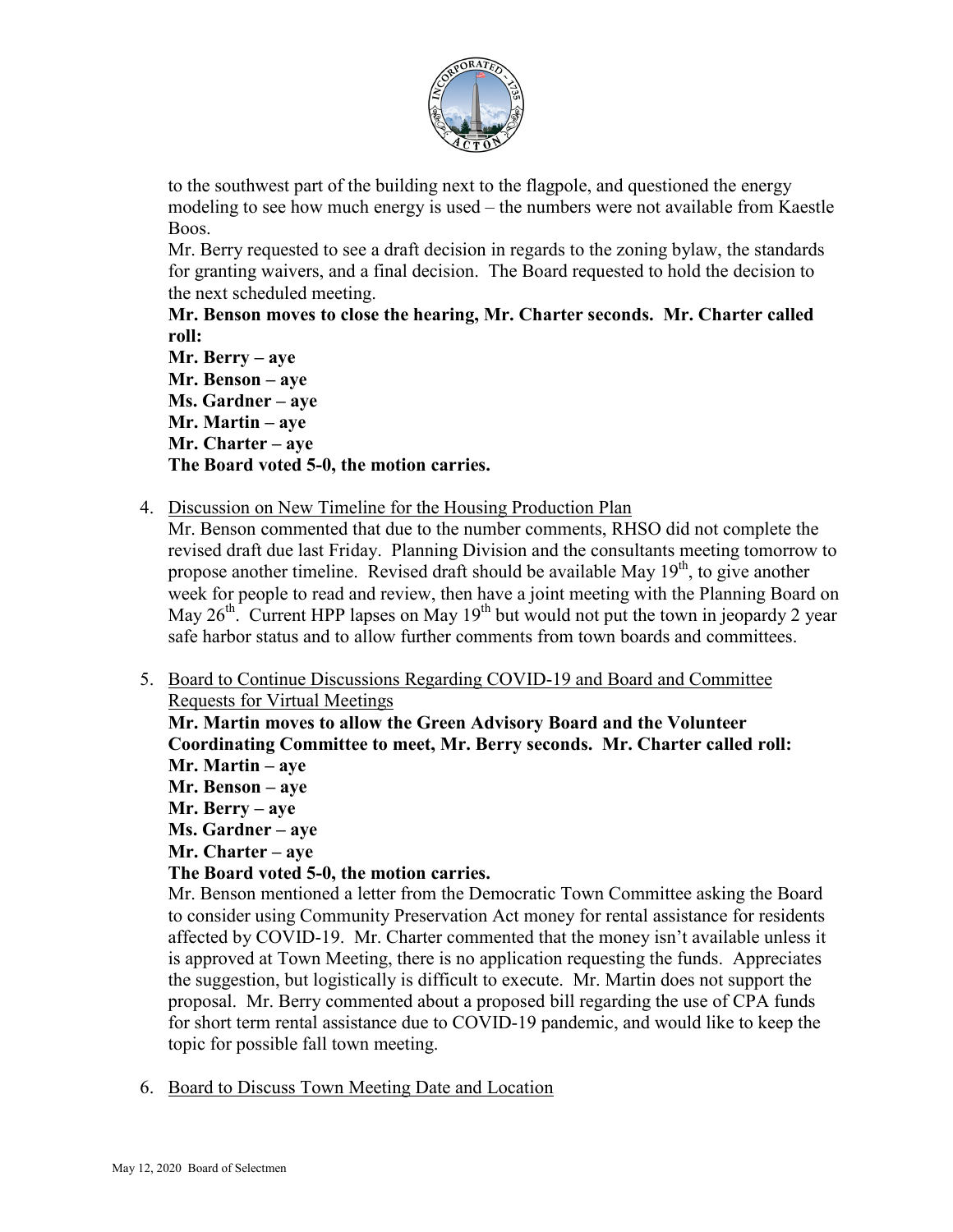to the southwest part of the building next to the flagpole, and questioned the energy modeling to see how much energy is used – the numbers were not available from Kaestle Boos.

Mr. Berry requested to see a draft decision in regards to the zoning bylaw, the standards for granting waivers, and a final decision. The Board requested to hold the decision to the next scheduled meeting.

**Mr. Benson moves to close the hearing, Mr. Charter seconds. Mr. Charter called roll:**
**Mr. Berry – aye**
**Mr. Benson – aye**
**Ms. Gardner – aye**
**Mr. Martin – aye**
**Mr. Charter – aye**
**The Board voted 5-0, the motion carries.**

4. Discussion on New Timeline for the Housing Production Plan

   Mr. Benson commented that due to the number comments, RHSO did not complete the revised draft due last Friday. Planning Division and the consultants meeting tomorrow to propose another timeline. Revised draft should be available May 19th, to give another week for people to read and review, then have a joint meeting with the Planning Board on May 26th. Current HPP lapses on May 19th but would not put the town in jeopardy 2 year safe harbor status and to allow further comments from town boards and committees.

5. Board to Continue Discussions Regarding COVID-19 and Board and Committee Requests for Virtual Meetings

   **Mr. Martin moves to allow the Green Advisory Board and the Volunteer Coordinating Committee to meet, Mr. Berry seconds. Mr. Charter called roll:**
   **Mr. Martin – aye**
   **Mr. Benson – aye**
   **Mr. Berry – aye**
   **Ms. Gardner – aye**
   **Mr. Charter – aye**
   **The Board voted 5-0, the motion carries.**

   Mr. Benson mentioned a letter from the Democratic Town Committee asking the Board to consider using Community Preservation Act money for rental assistance for residents affected by COVID-19. Mr. Charter commented that the money isn't available unless it is approved at Town Meeting, there is no application requesting the funds. Appreciates the suggestion, but logistically is difficult to execute. Mr. Martin does not support the proposal. Mr. Berry commented about a proposed bill regarding the use of CPA funds for short term rental assistance due to COVID-19 pandemic, and would like to keep the topic for possible fall town meeting.

6. Board to Discuss Town Meeting Date and Location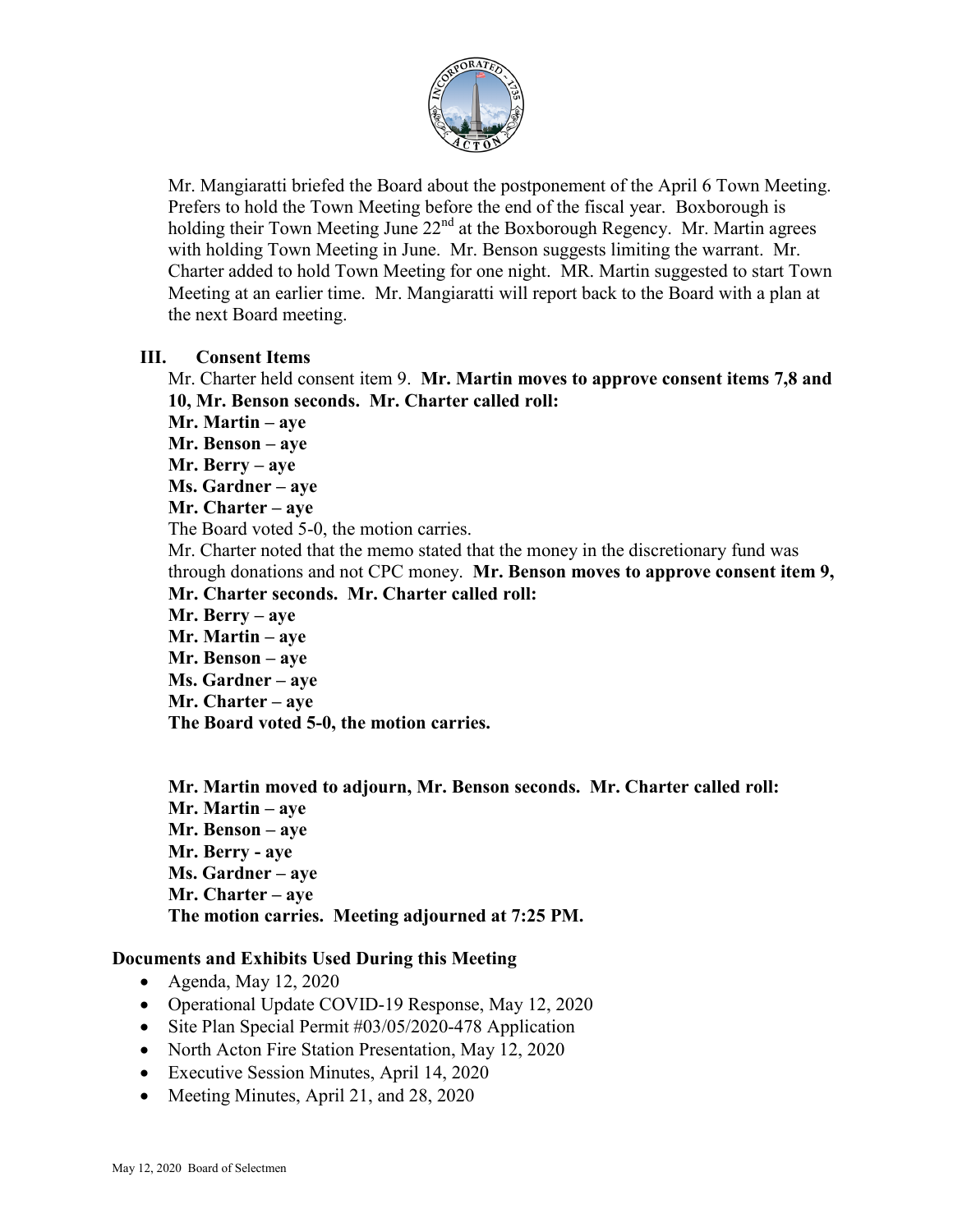Mr. Mangiaratti briefed the Board about the postponement of the April 6 Town Meeting. Prefers to hold the Town Meeting before the end of the fiscal year. Boxborough is holding their Town Meeting June 22nd at the Boxborough Regency. Mr. Martin agrees with holding Town Meeting in June. Mr. Benson suggests limiting the warrant. Mr. Charter added to hold Town Meeting for one night. MR. Martin suggested to start Town Meeting at an earlier time. Mr. Mangiaratti will report back to the Board with a plan at the next Board meeting.

## III. Consent Items

Mr. Charter held consent item 9. **Mr. Martin moves to approve consent items 7,8 and 10, Mr. Benson seconds. Mr. Charter called roll:**
**Mr. Martin – aye**
**Mr. Benson – aye**
**Mr. Berry – aye**
**Ms. Gardner – aye**
**Mr. Charter – aye**
The Board voted 5-0, the motion carries.
Mr. Charter noted that the memo stated that the money in the discretionary fund was through donations and not CPC money. **Mr. Benson moves to approve consent item 9, Mr. Charter seconds. Mr. Charter called roll:**
**Mr. Berry – aye**
**Mr. Martin – aye**
**Mr. Benson – aye**
**Ms. Gardner – aye**
**Mr. Charter – aye**
**The Board voted 5-0, the motion carries.**

**Mr. Martin moved to adjourn, Mr. Benson seconds. Mr. Charter called roll:**
**Mr. Martin – aye**
**Mr. Benson – aye**
**Mr. Berry - aye**
**Ms. Gardner – aye**
**Mr. Charter – aye**
**The motion carries. Meeting adjourned at 7:25 PM.**

### Documents and Exhibits Used During this Meeting

- Agenda, May 12, 2020
- Operational Update COVID-19 Response, May 12, 2020
- Site Plan Special Permit #03/05/2020-478 Application
- North Acton Fire Station Presentation, May 12, 2020
- Executive Session Minutes, April 14, 2020
- Meeting Minutes, April 21, and 28, 2020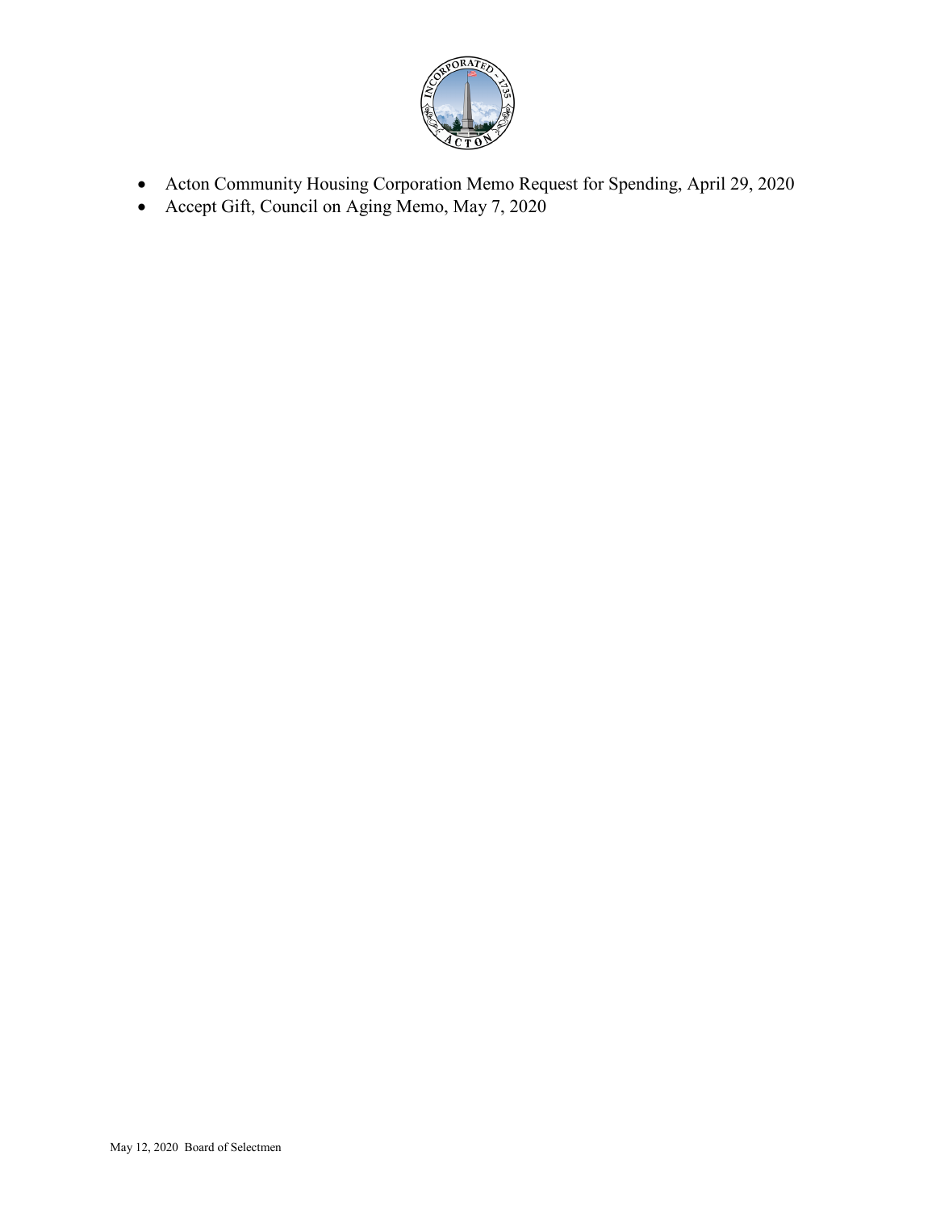- Acton Community Housing Corporation Memo Request for Spending, April 29, 2020
- Accept Gift, Council on Aging Memo, May 7, 2020